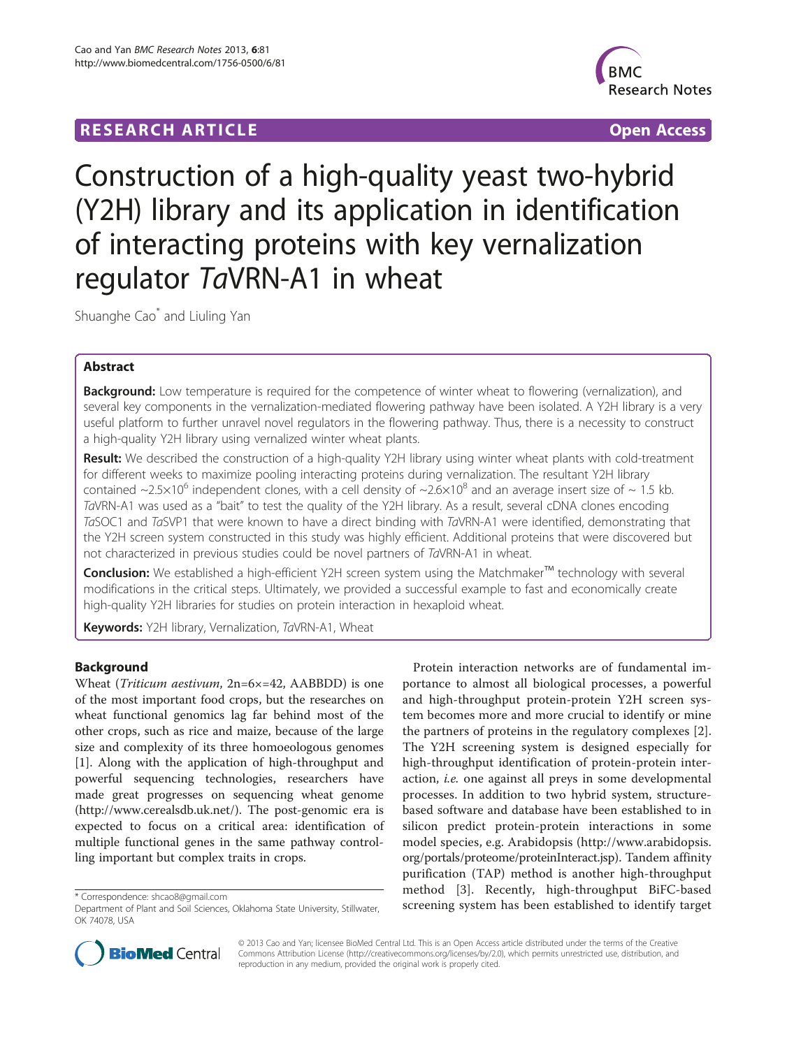RESEARCH ARTICLE Open Access

# Construction of a high-quality yeast two-hybrid (Y2H) library and its application in identification of interacting proteins with key vernalization regulator *Ta*VRN-A1 in wheat

Shuanghe Cao* and Liuling Yan

## Abstract

**Background:** Low temperature is required for the competence of winter wheat to flowering (vernalization), and several key components in the vernalization-mediated flowering pathway have been isolated. A Y2H library is a very useful platform to further unravel novel regulators in the flowering pathway. Thus, there is a necessity to construct a high-quality Y2H library using vernalized winter wheat plants.

**Result:** We described the construction of a high-quality Y2H library using winter wheat plants with cold-treatment for different weeks to maximize pooling interacting proteins during vernalization. The resultant Y2H library contained ~$2.5\times10^6$ independent clones, with a cell density of ~$2.6\times10^8$ and an average insert size of ~ 1.5 kb. *Ta*VRN-A1 was used as a "bait" to test the quality of the Y2H library. As a result, several cDNA clones encoding *Ta*SOC1 and *Ta*SVP1 that were known to have a direct binding with *Ta*VRN-A1 were identified, demonstrating that the Y2H screen system constructed in this study was highly efficient. Additional proteins that were discovered but not characterized in previous studies could be novel partners of *Ta*VRN-A1 in wheat.

**Conclusion:** We established a high-efficient Y2H screen system using the Matchmaker™ technology with several modifications in the critical steps. Ultimately, we provided a successful example to fast and economically create high-quality Y2H libraries for studies on protein interaction in hexaploid wheat.

**Keywords:** Y2H library, Vernalization, *Ta*VRN-A1, Wheat

## Background

Wheat (*Triticum aestivum*, 2n=6×=42, AABBDD) is one of the most important food crops, but the researches on wheat functional genomics lag far behind most of the other crops, such as rice and maize, because of the large size and complexity of its three homoeologous genomes [1]. Along with the application of high-throughput and powerful sequencing technologies, researchers have made great progresses on sequencing wheat genome (http://www.cerealsdb.uk.net/). The post-genomic era is expected to focus on a critical area: identification of multiple functional genes in the same pathway controlling important but complex traits in crops.

Protein interaction networks are of fundamental importance to almost all biological processes, a powerful and high-throughput protein-protein Y2H screen system becomes more and more crucial to identify or mine the partners of proteins in the regulatory complexes [2]. The Y2H screening system is designed especially for high-throughput identification of protein-protein interaction, *i.e.* one against all preys in some developmental processes. In addition to two hybrid system, structure-based software and database have been established to in silicon predict protein-protein interactions in some model species, e.g. Arabidopsis (http://www.arabidopsis.org/portals/proteome/proteinInteract.jsp). Tandem affinity purification (TAP) method is another high-throughput method [3]. Recently, high-throughput BiFC-based screening system has been established to identify target

* Correspondence: shcao8@gmail.com
Department of Plant and Soil Sciences, Oklahoma State University, Stillwater, OK 74078, USA

© 2013 Cao and Yan; licensee BioMed Central Ltd. This is an Open Access article distributed under the terms of the Creative Commons Attribution License (http://creativecommons.org/licenses/by/2.0), which permits unrestricted use, distribution, and reproduction in any medium, provided the original work is properly cited.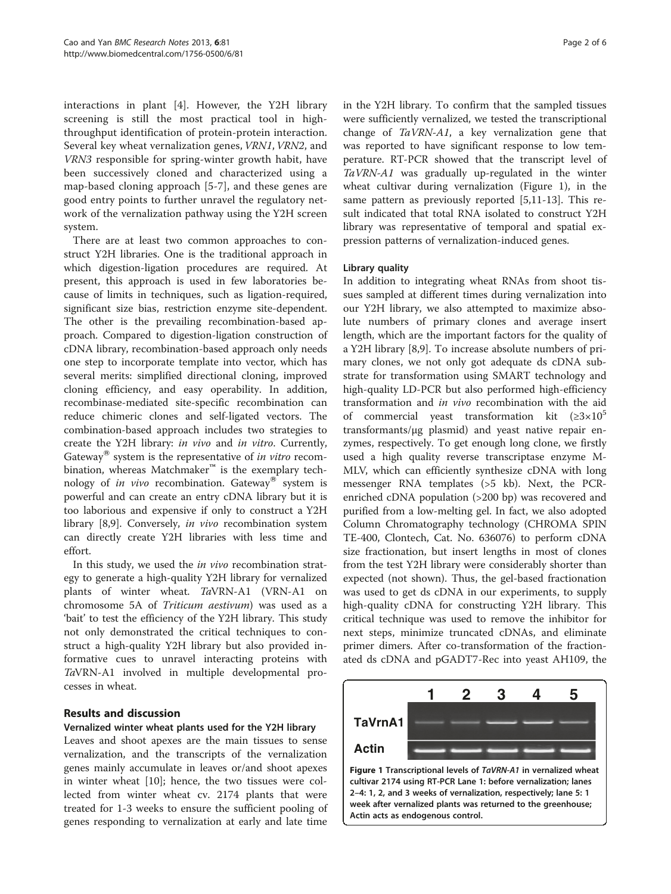interactions in plant [4]. However, the Y2H library screening is still the most practical tool in high-throughput identification of protein-protein interaction. Several key wheat vernalization genes, *VRN1*, *VRN2*, and *VRN3* responsible for spring-winter growth habit, have been successively cloned and characterized using a map-based cloning approach [5-7], and these genes are good entry points to further unravel the regulatory network of the vernalization pathway using the Y2H screen system.

There are at least two common approaches to construct Y2H libraries. One is the traditional approach in which digestion-ligation procedures are required. At present, this approach is used in few laboratories because of limits in techniques, such as ligation-required, significant size bias, restriction enzyme site-dependent. The other is the prevailing recombination-based approach. Compared to digestion-ligation construction of cDNA library, recombination-based approach only needs one step to incorporate template into vector, which has several merits: simplified directional cloning, improved cloning efficiency, and easy operability. In addition, recombinase-mediated site-specific recombination can reduce chimeric clones and self-ligated vectors. The combination-based approach includes two strategies to create the Y2H library: *in vivo* and *in vitro*. Currently, Gateway® system is the representative of *in vitro* recombination, whereas Matchmaker™ is the exemplary technology of *in vivo* recombination. Gateway® system is powerful and can create an entry cDNA library but it is too laborious and expensive if only to construct a Y2H library [8,9]. Conversely, *in vivo* recombination system can directly create Y2H libraries with less time and effort.

In this study, we used the *in vivo* recombination strategy to generate a high-quality Y2H library for vernalized plants of winter wheat. *Ta*VRN-A1 (VRN-A1 on chromosome 5A of *Triticum aestivum*) was used as a 'bait' to test the efficiency of the Y2H library. This study not only demonstrated the critical techniques to construct a high-quality Y2H library but also provided informative cues to unravel interacting proteins with *Ta*VRN-A1 involved in multiple developmental processes in wheat.

## Results and discussion

### Vernalized winter wheat plants used for the Y2H library

Leaves and shoot apexes are the main tissues to sense vernalization, and the transcripts of the vernalization genes mainly accumulate in leaves or/and shoot apexes in winter wheat [10]; hence, the two tissues were collected from winter wheat cv. 2174 plants that were treated for 1-3 weeks to ensure the sufficient pooling of genes responding to vernalization at early and late time in the Y2H library. To confirm that the sampled tissues were sufficiently vernalized, we tested the transcriptional change of *TaVRN-A1*, a key vernalization gene that was reported to have significant response to low temperature. RT-PCR showed that the transcript level of *TaVRN-A1* was gradually up-regulated in the winter wheat cultivar during vernalization (Figure 1), in the same pattern as previously reported [5,11-13]. This result indicated that total RNA isolated to construct Y2H library was representative of temporal and spatial expression patterns of vernalization-induced genes.

### Library quality

In addition to integrating wheat RNAs from shoot tissues sampled at different times during vernalization into our Y2H library, we also attempted to maximize absolute numbers of primary clones and average insert length, which are the important factors for the quality of a Y2H library [8,9]. To increase absolute numbers of primary clones, we not only got adequate ds cDNA substrate for transformation using SMART technology and high-quality LD-PCR but also performed high-efficiency transformation and *in vivo* recombination with the aid of commercial yeast transformation kit ($\geq 3\times10^5$ transformants/μg plasmid) and yeast native repair enzymes, respectively. To get enough long clone, we firstly used a high quality reverse transcriptase enzyme M-MLV, which can efficiently synthesize cDNA with long messenger RNA templates (>5 kb). Next, the PCR-enriched cDNA population (>200 bp) was recovered and purified from a low-melting gel. In fact, we also adopted Column Chromatography technology (CHROMA SPIN TE-400, Clontech, Cat. No. 636076) to perform cDNA size fractionation, but insert lengths in most of clones from the test Y2H library were considerably shorter than expected (not shown). Thus, the gel-based fractionation was used to get ds cDNA in our experiments, to supply high-quality cDNA for constructing Y2H library. This critical technique was used to remove the inhibitor for next steps, minimize truncated cDNAs, and eliminate primer dimers. After co-transformation of the fractionated ds cDNA and pGADT7-Rec into yeast AH109, the

**Figure 1 Transcriptional levels of *TaVRN-A1* in vernalized wheat cultivar 2174 using RT-PCR Lane 1: before vernalization; lanes 2–4: 1, 2, and 3 weeks of vernalization, respectively; lane 5: 1 week after vernalized plants was returned to the greenhouse; Actin acts as endogenous control.**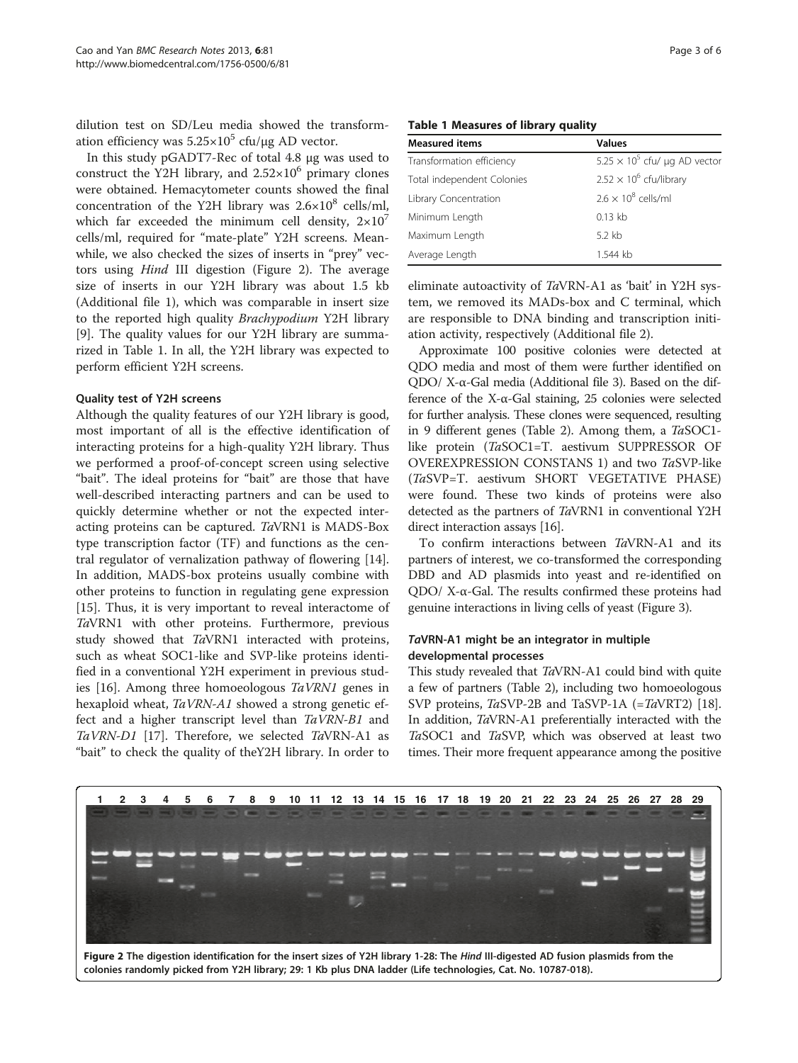dilution test on SD/Leu media showed the transformation efficiency was $5.25{\times}10^5$ cfu/μg AD vector.

In this study pGADT7-Rec of total 4.8 μg was used to construct the Y2H library, and $2.52{\times}10^6$ primary clones were obtained. Hemacytometer counts showed the final concentration of the Y2H library was $2.6{\times}10^8$ cells/ml, which far exceeded the minimum cell density, $2{\times}10^7$ cells/ml, required for "mate-plate" Y2H screens. Meanwhile, we also checked the sizes of inserts in "prey" vectors using *Hind* III digestion (Figure 2). The average size of inserts in our Y2H library was about 1.5 kb (Additional file 1), which was comparable in insert size to the reported high quality *Brachypodium* Y2H library [9]. The quality values for our Y2H library are summarized in Table 1. In all, the Y2H library was expected to perform efficient Y2H screens.

### Quality test of Y2H screens

Although the quality features of our Y2H library is good, most important of all is the effective identification of interacting proteins for a high-quality Y2H library. Thus we performed a proof-of-concept screen using selective "bait". The ideal proteins for "bait" are those that have well-described interacting partners and can be used to quickly determine whether or not the expected interacting proteins can be captured. *Ta*VRN1 is MADS-Box type transcription factor (TF) and functions as the central regulator of vernalization pathway of flowering [14]. In addition, MADS-box proteins usually combine with other proteins to function in regulating gene expression [15]. Thus, it is very important to reveal interactome of *Ta*VRN1 with other proteins. Furthermore, previous study showed that *Ta*VRN1 interacted with proteins, such as wheat SOC1-like and SVP-like proteins identified in a conventional Y2H experiment in previous studies [16]. Among three homoeologous *TaVRN1* genes in hexaploid wheat, *TaVRN-A1* showed a strong genetic effect and a higher transcript level than *TaVRN-B1* and *TaVRN-D1* [17]. Therefore, we selected *Ta*VRN-A1 as "bait" to check the quality of theY2H library. In order to

**Table 1 Measures of library quality**

| Measured items | Values |
|---|---|
| Transformation efficiency | $5.25 \times 10^5$ cfu/ μg AD vector |
| Total independent Colonies | $2.52 \times 10^6$ cfu/library |
| Library Concentration | $2.6 \times 10^8$ cells/ml |
| Minimum Length | 0.13 kb |
| Maximum Length | 5.2 kb |
| Average Length | 1.544 kb |

eliminate autoactivity of *Ta*VRN-A1 as 'bait' in Y2H system, we removed its MADs-box and C terminal, which are responsible to DNA binding and transcription initiation activity, respectively (Additional file 2).

Approximate 100 positive colonies were detected at QDO media and most of them were further identified on QDO/ X-α-Gal media (Additional file 3). Based on the difference of the X-α-Gal staining, 25 colonies were selected for further analysis. These clones were sequenced, resulting in 9 different genes (Table 2). Among them, a *Ta*SOC1-like protein (*Ta*SOC1=T. aestivum SUPPRESSOR OF OVEREXPRESSION CONSTANS 1) and two *Ta*SVP-like (*Ta*SVP=T. aestivum SHORT VEGETATIVE PHASE) were found. These two kinds of proteins were also detected as the partners of *Ta*VRN1 in conventional Y2H direct interaction assays [16].

To confirm interactions between *Ta*VRN-A1 and its partners of interest, we co-transformed the corresponding DBD and AD plasmids into yeast and re-identified on QDO/ X-α-Gal. The results confirmed these proteins had genuine interactions in living cells of yeast (Figure 3).

### *Ta*VRN-A1 might be an integrator in multiple developmental processes

This study revealed that *Ta*VRN-A1 could bind with quite a few of partners (Table 2), including two homoeologous SVP proteins, *Ta*SVP-2B and TaSVP-1A (=*Ta*VRT2) [18]. In addition, *Ta*VRN-A1 preferentially interacted with the *Ta*SOC1 and *Ta*SVP, which was observed at least two times. Their more frequent appearance among the positive

**Figure 2 The digestion identification for the insert sizes of Y2H library 1-28: The *Hind* III-digested AD fusion plasmids from the colonies randomly picked from Y2H library; 29: 1 Kb plus DNA ladder (Life technologies, Cat. No. 10787-018).**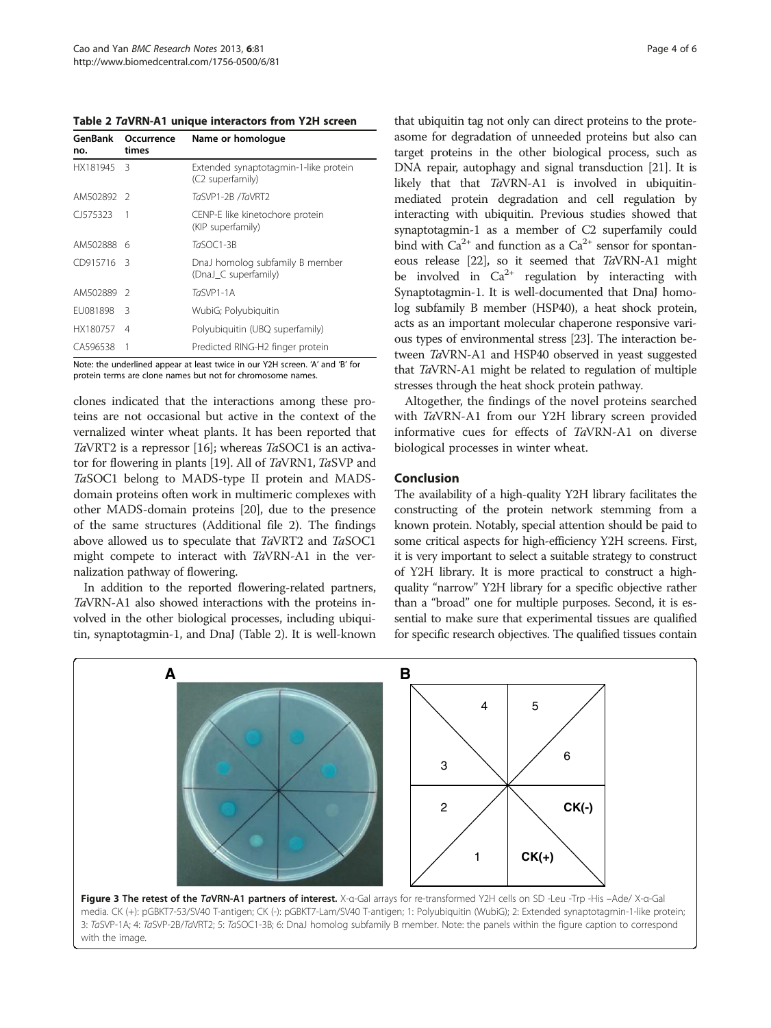**Table 2 *Ta*VRN-A1 unique interactors from Y2H screen**

| GenBank no. | Occurrence times | Name or homologue |
|---|---|---|
| HX181945 | 3 | Extended synaptotagmin-1-like protein (C2 superfamily) |
| AM502892 | 2 | *Ta*SVP1-2B /*Ta*VRT2 |
| CJ575323 | 1 | CENP-E like kinetochore protein (KIP superfamily) |
| AM502888 | 6 | *Ta*SOC1-3B |
| CD915716 | 3 | DnaJ homolog subfamily B member (DnaJ_C superfamily) |
| AM502889 | 2 | *Ta*SVP1-1A |
| EU081898 | 3 | WubiG; Polyubiquitin |
| HX180757 | 4 | Polyubiquitin (UBQ superfamily) |
| CA596538 | 1 | Predicted RING-H2 finger protein |

Note: the underlined appear at least twice in our Y2H screen. 'A' and 'B' for protein terms are clone names but not for chromosome names.

clones indicated that the interactions among these proteins are not occasional but active in the context of the vernalized winter wheat plants. It has been reported that *Ta*VRT2 is a repressor [16]; whereas *Ta*SOC1 is an activator for flowering in plants [19]. All of *Ta*VRN1, *Ta*SVP and *Ta*SOC1 belong to MADS-type II protein and MADS-domain proteins often work in multimeric complexes with other MADS-domain proteins [20], due to the presence of the same structures (Additional file 2). The findings above allowed us to speculate that *Ta*VRT2 and *Ta*SOC1 might compete to interact with *Ta*VRN-A1 in the vernalization pathway of flowering.

In addition to the reported flowering-related partners, *Ta*VRN-A1 also showed interactions with the proteins involved in the other biological processes, including ubiquitin, synaptotagmin-1, and DnaJ (Table 2). It is well-known that ubiquitin tag not only can direct proteins to the proteasome for degradation of unneeded proteins but also can target proteins in the other biological process, such as DNA repair, autophagy and signal transduction [21]. It is likely that that *Ta*VRN-A1 is involved in ubiquitin-mediated protein degradation and cell regulation by interacting with ubiquitin. Previous studies showed that synaptotagmin-1 as a member of C2 superfamily could bind with $Ca^{2+}$ and function as a $Ca^{2+}$ sensor for spontaneous release [22], so it seemed that *Ta*VRN-A1 might be involved in $Ca^{2+}$ regulation by interacting with Synaptotagmin-1. It is well-documented that DnaJ homolog subfamily B member (HSP40), a heat shock protein, acts as an important molecular chaperone responsive various types of environmental stress [23]. The interaction between *Ta*VRN-A1 and HSP40 observed in yeast suggested that *Ta*VRN-A1 might be related to regulation of multiple stresses through the heat shock protein pathway.

Altogether, the findings of the novel proteins searched with *Ta*VRN-A1 from our Y2H library screen provided informative cues for effects of *Ta*VRN-A1 on diverse biological processes in winter wheat.

## Conclusion

The availability of a high-quality Y2H library facilitates the constructing of the protein network stemming from a known protein. Notably, special attention should be paid to some critical aspects for high-efficiency Y2H screens. First, it is very important to select a suitable strategy to construct of Y2H library. It is more practical to construct a high-quality "narrow" Y2H library for a specific objective rather than a "broad" one for multiple purposes. Second, it is essential to make sure that experimental tissues are qualified for specific research objectives. The qualified tissues contain

**Figure 3 The retest of the *Ta*VRN-A1 partners of interest.** X-α-Gal arrays for re-transformed Y2H cells on SD -Leu -Trp -His –Ade/ X-α-Gal media. CK (+): pGBKT7-53/SV40 T-antigen; CK (-): pGBKT7-Lam/SV40 T-antigen; 1: Polyubiquitin (WubiG); 2: Extended synaptotagmin-1-like protein; 3: *Ta*SVP-1A; 4: *Ta*SVP-2B/*Ta*VRT2; 5: *Ta*SOC1-3B; 6: DnaJ homolog subfamily B member. Note: the panels within the figure caption to correspond with the image.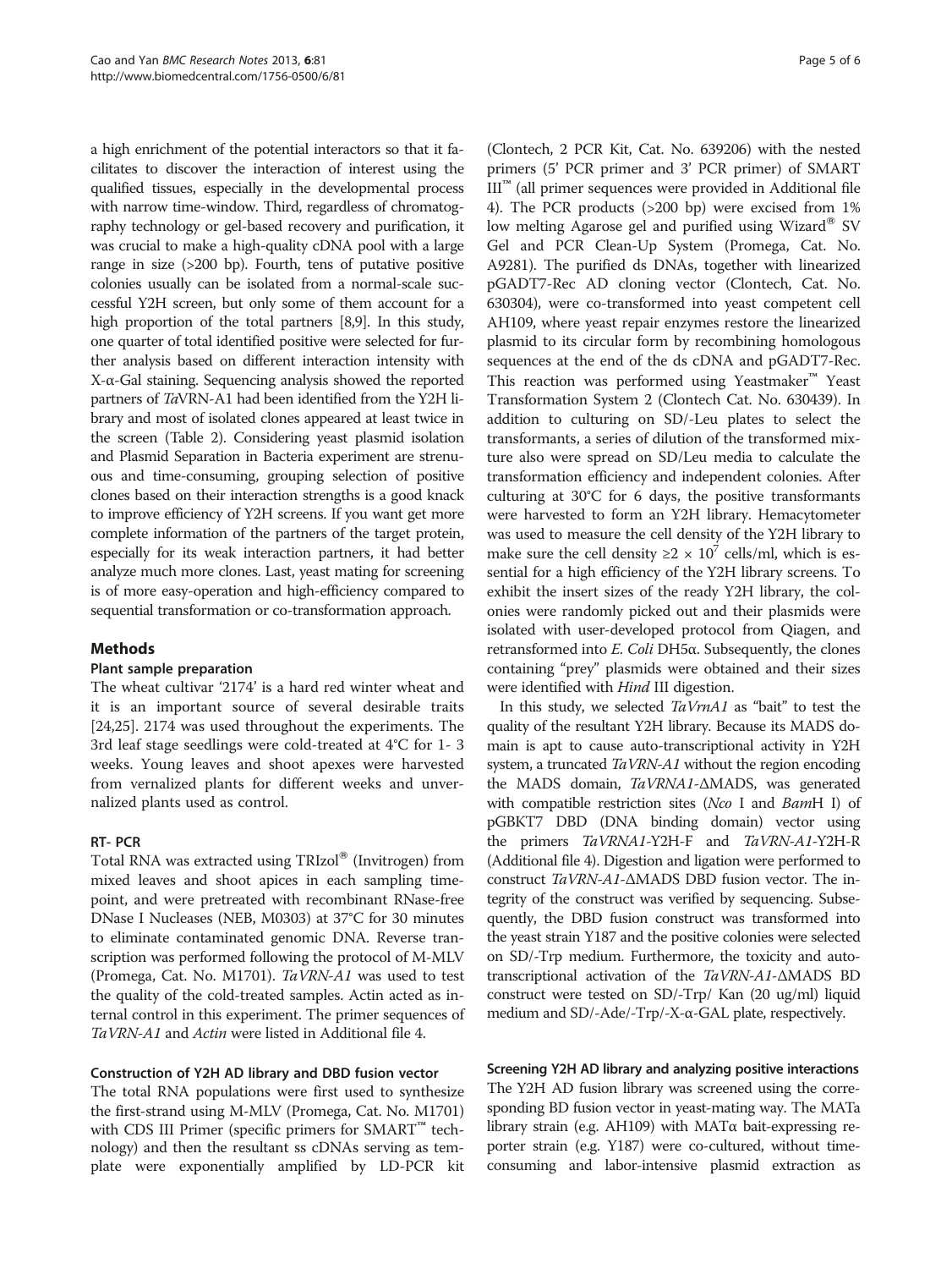a high enrichment of the potential interactors so that it facilitates to discover the interaction of interest using the qualified tissues, especially in the developmental process with narrow time-window. Third, regardless of chromatography technology or gel-based recovery and purification, it was crucial to make a high-quality cDNA pool with a large range in size (>200 bp). Fourth, tens of putative positive colonies usually can be isolated from a normal-scale successful Y2H screen, but only some of them account for a high proportion of the total partners [8,9]. In this study, one quarter of total identified positive were selected for further analysis based on different interaction intensity with X-α-Gal staining. Sequencing analysis showed the reported partners of *Ta*VRN-A1 had been identified from the Y2H library and most of isolated clones appeared at least twice in the screen (Table 2). Considering yeast plasmid isolation and Plasmid Separation in Bacteria experiment are strenuous and time-consuming, grouping selection of positive clones based on their interaction strengths is a good knack to improve efficiency of Y2H screens. If you want get more complete information of the partners of the target protein, especially for its weak interaction partners, it had better analyze much more clones. Last, yeast mating for screening is of more easy-operation and high-efficiency compared to sequential transformation or co-transformation approach.

## Methods

### Plant sample preparation

The wheat cultivar '2174' is a hard red winter wheat and it is an important source of several desirable traits [24,25]. 2174 was used throughout the experiments. The 3rd leaf stage seedlings were cold-treated at 4°C for 1- 3 weeks. Young leaves and shoot apexes were harvested from vernalized plants for different weeks and unvernalized plants used as control.

### RT- PCR

Total RNA was extracted using TRIzol® (Invitrogen) from mixed leaves and shoot apices in each sampling timepoint, and were pretreated with recombinant RNase-free DNase I Nucleases (NEB, M0303) at 37°C for 30 minutes to eliminate contaminated genomic DNA. Reverse transcription was performed following the protocol of M-MLV (Promega, Cat. No. M1701). *TaVRN-A1* was used to test the quality of the cold-treated samples. Actin acted as internal control in this experiment. The primer sequences of *TaVRN-A1* and *Actin* were listed in Additional file 4.

### Construction of Y2H AD library and DBD fusion vector

The total RNA populations were first used to synthesize the first-strand using M-MLV (Promega, Cat. No. M1701) with CDS III Primer (specific primers for SMART™ technology) and then the resultant ss cDNAs serving as template were exponentially amplified by LD-PCR kit (Clontech, 2 PCR Kit, Cat. No. 639206) with the nested primers (5' PCR primer and 3' PCR primer) of SMART III™ (all primer sequences were provided in Additional file 4). The PCR products (>200 bp) were excised from 1% low melting Agarose gel and purified using Wizard® SV Gel and PCR Clean-Up System (Promega, Cat. No. A9281). The purified ds DNAs, together with linearized pGADT7-Rec AD cloning vector (Clontech, Cat. No. 630304), were co-transformed into yeast competent cell AH109, where yeast repair enzymes restore the linearized plasmid to its circular form by recombining homologous sequences at the end of the ds cDNA and pGADT7-Rec. This reaction was performed using Yeastmaker™ Yeast Transformation System 2 (Clontech Cat. No. 630439). In addition to culturing on SD/-Leu plates to select the transformants, a series of dilution of the transformed mixture also were spread on SD/Leu media to calculate the transformation efficiency and independent colonies. After culturing at 30°C for 6 days, the positive transformants were harvested to form an Y2H library. Hemacytometer was used to measure the cell density of the Y2H library to make sure the cell density $\geq 2 \times 10^7$ cells/ml, which is essential for a high efficiency of the Y2H library screens. To exhibit the insert sizes of the ready Y2H library, the colonies were randomly picked out and their plasmids were isolated with user-developed protocol from Qiagen, and retransformed into *E. Coli* DH5α. Subsequently, the clones containing "prey" plasmids were obtained and their sizes were identified with *Hind* III digestion.

In this study, we selected *TaVrnA1* as "bait" to test the quality of the resultant Y2H library. Because its MADS domain is apt to cause auto-transcriptional activity in Y2H system, a truncated *TaVRN-A1* without the region encoding the MADS domain, *TaVRNA1-ΔMADS*, was generated with compatible restriction sites (*Nco* I and *Bam*H I) of pGBKT7 DBD (DNA binding domain) vector using the primers *TaVRNA1*-Y2H-F and *TaVRN-A1*-Y2H-R (Additional file 4). Digestion and ligation were performed to construct *TaVRN-A1-ΔMADS* DBD fusion vector. The integrity of the construct was verified by sequencing. Subsequently, the DBD fusion construct was transformed into the yeast strain Y187 and the positive colonies were selected on SD/-Trp medium. Furthermore, the toxicity and autotranscriptional activation of the *TaVRN-A1-ΔMADS* BD construct were tested on SD/-Trp/ Kan (20 ug/ml) liquid medium and SD/-Ade/-Trp/-X-α-GAL plate, respectively.

### Screening Y2H AD library and analyzing positive interactions

The Y2H AD fusion library was screened using the corresponding BD fusion vector in yeast-mating way. The MATa library strain (e.g. AH109) with MATα bait-expressing reporter strain (e.g. Y187) were co-cultured, without time-consuming and labor-intensive plasmid extraction as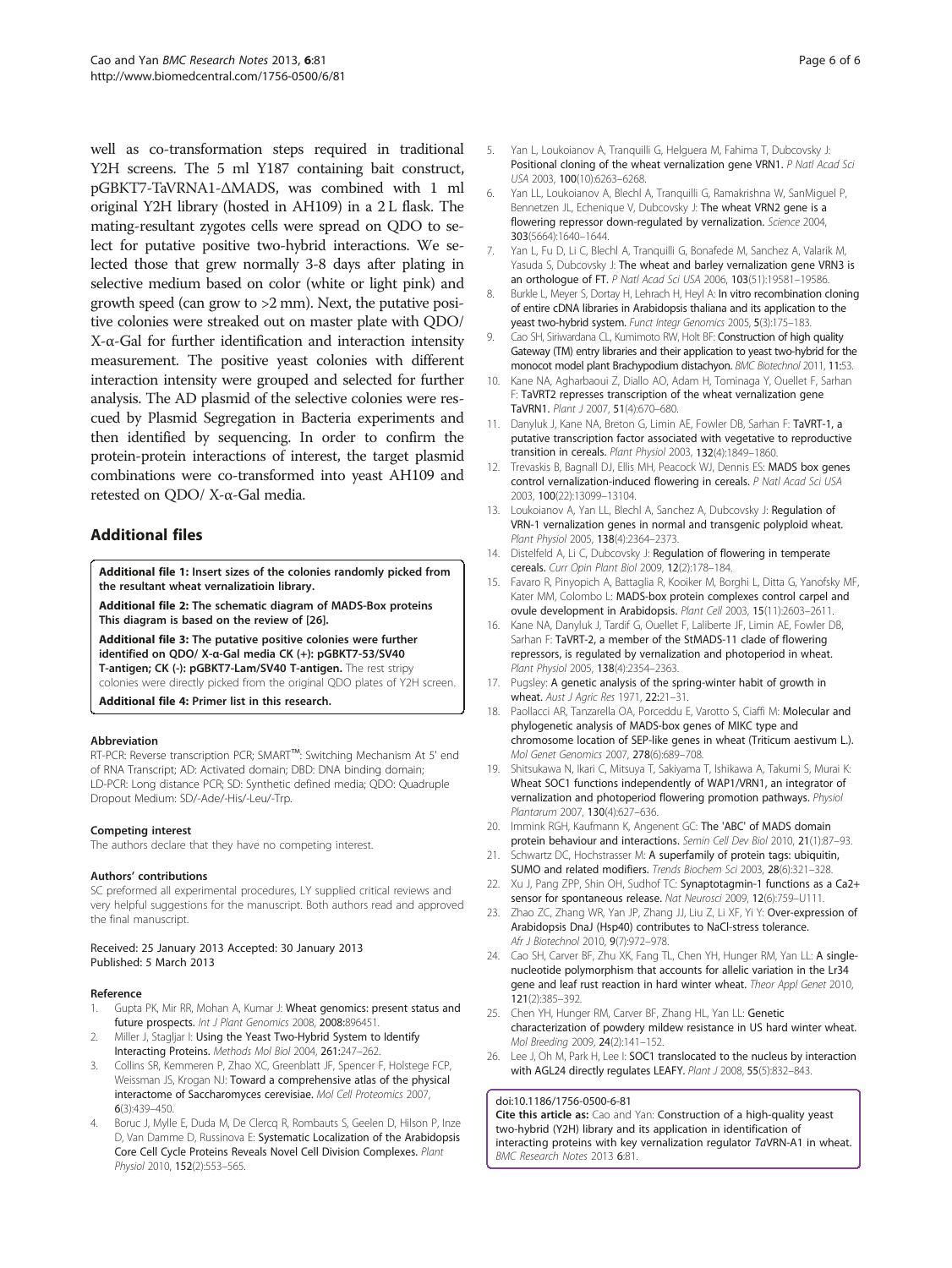well as co-transformation steps required in traditional Y2H screens. The 5 ml Y187 containing bait construct, pGBKT7-TaVRNA1-ΔMADS, was combined with 1 ml original Y2H library (hosted in AH109) in a 2 L flask. The mating-resultant zygotes cells were spread on QDO to select for putative positive two-hybrid interactions. We selected those that grew normally 3-8 days after plating in selective medium based on color (white or light pink) and growth speed (can grow to >2 mm). Next, the putative positive colonies were streaked out on master plate with QDO/ X-α-Gal for further identification and interaction intensity measurement. The positive yeast colonies with different interaction intensity were grouped and selected for further analysis. The AD plasmid of the selective colonies were rescued by Plasmid Segregation in Bacteria experiments and then identified by sequencing. In order to confirm the protein-protein interactions of interest, the target plasmid combinations were co-transformed into yeast AH109 and retested on QDO/ X-α-Gal media.

## Additional files

**Additional file 1: Insert sizes of the colonies randomly picked from the resultant wheat vernalizatioin library.**

**Additional file 2: The schematic diagram of MADS-Box proteins This diagram is based on the review of [26].**

**Additional file 3: The putative positive colonies were further identified on QDO/ X-α-Gal media CK (+): pGBKT7-53/SV40 T-antigen; CK (-): pGBKT7-Lam/SV40 T-antigen.** The rest stripy colonies were directly picked from the original QDO plates of Y2H screen.

**Additional file 4: Primer list in this research.**

#### Abbreviation

RT-PCR: Reverse transcription PCR; SMART™: Switching Mechanism At 5' end of RNA Transcript; AD: Activated domain; DBD: DNA binding domain; LD-PCR: Long distance PCR; SD: Synthetic defined media; QDO: Quadruple Dropout Medium: SD/-Ade/-His/-Leu/-Trp.

#### Competing interest

The authors declare that they have no competing interest.

#### Authors' contributions

SC preformed all experimental procedures, LY supplied critical reviews and very helpful suggestions for the manuscript. Both authors read and approved the final manuscript.

Received: 25 January 2013 Accepted: 30 January 2013
Published: 5 March 2013

#### Reference

1. Gupta PK, Mir RR, Mohan A, Kumar J: **Wheat genomics: present status and future prospects.** *Int J Plant Genomics* 2008, **2008:**896451.
2. Miller J, Stagljar I: **Using the Yeast Two-Hybrid System to Identify Interacting Proteins.** *Methods Mol Biol* 2004, **261:**247–262.
3. Collins SR, Kemmeren P, Zhao XC, Greenblatt JF, Spencer F, Holstege FCP, Weissman JS, Krogan NJ: **Toward a comprehensive atlas of the physical interactome of Saccharomyces cerevisiae.** *Mol Cell Proteomics* 2007, **6**(3):439–450.
4. Boruc J, Mylle E, Duda M, De Clercq R, Rombauts S, Geelen D, Hilson P, Inze D, Van Damme D, Russinova E: **Systematic Localization of the Arabidopsis Core Cell Cycle Proteins Reveals Novel Cell Division Complexes.** *Plant Physiol* 2010, **152**(2):553–565.
5. Yan L, Loukoianov A, Tranquilli G, Helguera M, Fahima T, Dubcovsky J: **Positional cloning of the wheat vernalization gene VRN1.** *P Natl Acad Sci USA* 2003, **100**(10):6263–6268.
6. Yan L, Loukoianov A, Blechl A, Tranquilli G, Ramakrishna W, SanMiguel P, Bennetzen JL, Echenique V, Dubcovsky J: **The wheat VRN2 gene is a flowering repressor down-regulated by vernalization.** *Science* 2004, **303**(5664):1640–1644.
7. Yan L, Fu D, Li C, Blechl A, Tranquilli G, Bonafede M, Sanchez A, Valarik M, Yasuda S, Dubcovsky J: **The wheat and barley vernalization gene VRN3 is an orthologue of FT.** *P Natl Acad Sci USA* 2006, **103**(51):19581–19586.
8. Burkle L, Meyer S, Dortay H, Lehrach H, Heyl A: **In vitro recombination cloning of entire cDNA libraries in Arabidopsis thaliana and its application to the yeast two-hybrid system.** *Funct Integr Genomics* 2005, **5**(3):175–183.
9. Cao SH, Siriwardana CL, Kumimoto RW, Holt BF: **Construction of high quality Gateway (TM) entry libraries and their application to yeast two-hybrid for the monocot model plant Brachypodium distachyon.** *BMC Biotechnol* 2011, **11:**53.
10. Kane NA, Agharbaoui Z, Diallo AO, Adam H, Tominaga Y, Ouellet F, Sarhan F: **TaVRT2 represses transcription of the wheat vernalization gene TaVRN1.** *Plant J* 2007, **51**(4):670–680.
11. Danyluk J, Kane NA, Breton G, Limin AE, Fowler DB, Sarhan F: **TaVRT-1, a putative transcription factor associated with vegetative to reproductive transition in cereals.** *Plant Physiol* 2003, **132**(4):1849–1860.
12. Trevaskis B, Bagnall DJ, Ellis MH, Peacock WJ, Dennis ES: **MADS box genes control vernalization-induced flowering in cereals.** *P Natl Acad Sci USA* 2003, **100**(22):13099–13104.
13. Loukoianov A, Yan LL, Blechl A, Sanchez A, Dubcovsky J: **Regulation of VRN-1 vernalization genes in normal and transgenic polyploid wheat.** *Plant Physiol* 2005, **138**(4):2364–2373.
14. Distelfeld A, Li C, Dubcovsky J: **Regulation of flowering in temperate cereals.** *Curr Opin Plant Biol* 2009, **12**(2):178–184.
15. Favaro R, Pinyopich A, Battaglia R, Kooiker M, Borghi L, Ditta G, Yanofsky MF, Kater MM, Colombo L: **MADS-box protein complexes control carpel and ovule development in Arabidopsis.** *Plant Cell* 2003, **15**(11):2603–2611.
16. Kane NA, Danyluk J, Tardif G, Ouellet F, Laliberte JF, Limin AE, Fowler DB, Sarhan F: **TaVRT-2, a member of the StMADS-11 clade of flowering repressors, is regulated by vernalization and photoperiod in wheat.** *Plant Physiol* 2005, **138**(4):2354–2363.
17. Pugsley: **A genetic analysis of the spring-winter habit of growth in wheat.** *Aust J Agric Res* 1971, **22:**21–31.
18. Paollacci AR, Tanzarella OA, Porceddu E, Varotto S, Ciaffi M: **Molecular and phylogenetic analysis of MADS-box genes of MIKC type and chromosome location of SEP-like genes in wheat (Triticum aestivum L.).** *Mol Genet Genomics* 2007, **278**(6):689–708.
19. Shitsukawa N, Ikari C, Mitsuya T, Sakiyama T, Ishikawa A, Takumi S, Murai K: **Wheat SOC1 functions independently of WAP1/VRN1, an integrator of vernalization and photoperiod flowering promotion pathways.** *Physiol Plantarum* 2007, **130**(4):627–636.
20. Immink RGH, Kaufmann K, Angenent GC: **The 'ABC' of MADS domain protein behaviour and interactions.** *Semin Cell Dev Biol* 2010, **21**(1):87–93.
21. Schwartz DC, Hochstrasser M: **A superfamily of protein tags: ubiquitin, SUMO and related modifiers.** *Trends Biochem Sci* 2003, **28**(6):321–328.
22. Xu J, Pang ZPP, Shin OH, Sudhof TC: **Synaptotagmin-1 functions as a Ca2+ sensor for spontaneous release.** *Nat Neurosci* 2009, **12**(6):759–U111.
23. Zhao ZC, Zhang WR, Yan JP, Zhang JJ, Liu Z, Li XF, Yi Y: **Over-expression of Arabidopsis DnaJ (Hsp40) contributes to NaCl-stress tolerance.** *Afr J Biotechnol* 2010, **9**(7):972–978.
24. Cao SH, Carver BF, Zhu XK, Fang TL, Chen YH, Hunger RM, Yan LL: **A single-nucleotide polymorphism that accounts for allelic variation in the Lr34 gene and leaf rust reaction in hard winter wheat.** *Theor Appl Genet* 2010, **121**(2):385–392.
25. Chen YH, Hunger RM, Carver BF, Zhang HL, Yan LL: **Genetic characterization of powdery mildew resistance in US hard winter wheat.** *Mol Breeding* 2009, **24**(2):141–152.
26. Lee J, Oh M, Park H, Lee I: **SOC1 translocated to the nucleus by interaction with AGL24 directly regulates LEAFY.** *Plant J* 2008, **55**(5):832–843.

doi:10.1186/1756-0500-6-81
**Cite this article as:** Cao and Yan: Construction of a high-quality yeast two-hybrid (Y2H) library and its application in identification of interacting proteins with key vernalization regulator *Ta*VRN-A1 in wheat. *BMC Research Notes* 2013 **6**:81.